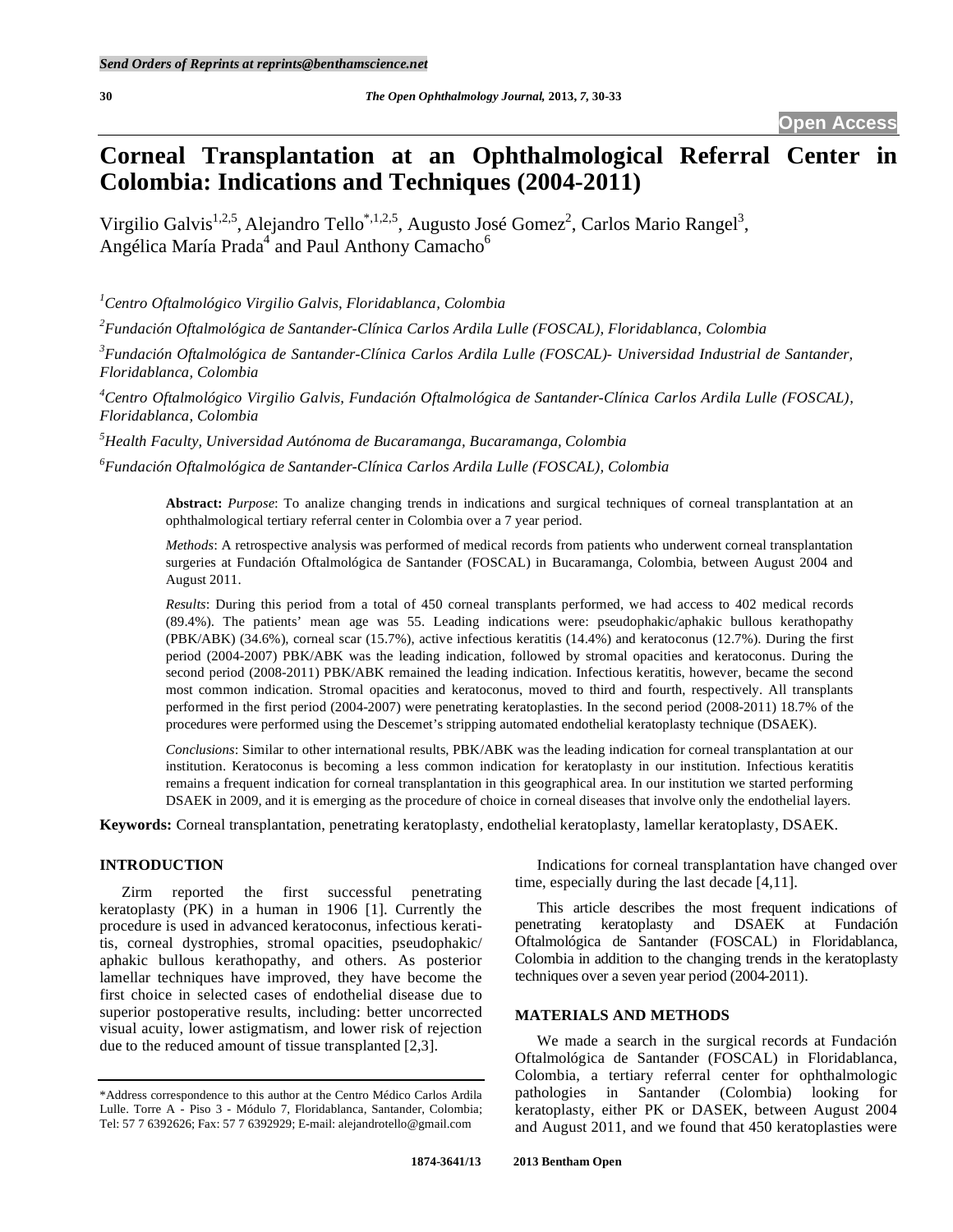# Corneal Transplantation at an Ophthalmological Referral Center in Colombia: Indications and Techniques (2004-2011)

Virgilio Galvis[1,2,5], Alejandro Tello[*,1,2,5], Augusto José Gomez[2], Carlos Mario Rangel[3], Angélica María Prada[4] and Paul Anthony Camacho[6]

[1]*Centro Oftalmológico Virgilio Galvis, Floridablanca, Colombia*

[2]*Fundación Oftalmológica de Santander-Clínica Carlos Ardila Lulle (FOSCAL), Floridablanca, Colombia*

[3]*Fundación Oftalmológica de Santander-Clínica Carlos Ardila Lulle (FOSCAL)- Universidad Industrial de Santander, Floridablanca, Colombia*

[4]*Centro Oftalmológico Virgilio Galvis, Fundación Oftalmológica de Santander-Clínica Carlos Ardila Lulle (FOSCAL), Floridablanca, Colombia*

[5]*Health Faculty, Universidad Autónoma de Bucaramanga, Bucaramanga, Colombia*

[6]*Fundación Oftalmológica de Santander-Clínica Carlos Ardila Lulle (FOSCAL), Colombia*

**Abstract:** *Purpose*: To analize changing trends in indications and surgical techniques of corneal transplantation at an ophthalmological tertiary referral center in Colombia over a 7 year period.

*Methods*: A retrospective analysis was performed of medical records from patients who underwent corneal transplantation surgeries at Fundación Oftalmológica de Santander (FOSCAL) in Bucaramanga, Colombia, between August 2004 and August 2011.

*Results*: During this period from a total of 450 corneal transplants performed, we had access to 402 medical records (89.4%). The patients' mean age was 55. Leading indications were: pseudophakic/aphakic bullous kerathopathy (PBK/ABK) (34.6%), corneal scar (15.7%), active infectious keratitis (14.4%) and keratoconus (12.7%). During the first period (2004-2007) PBK/ABK was the leading indication, followed by stromal opacities and keratoconus. During the second period (2008-2011) PBK/ABK remained the leading indication. Infectious keratitis, however, became the second most common indication. Stromal opacities and keratoconus, moved to third and fourth, respectively. All transplants performed in the first period (2004-2007) were penetrating keratoplasties. In the second period (2008-2011) 18.7% of the procedures were performed using the Descemet's stripping automated endothelial keratoplasty technique (DSAEK).

*Conclusions*: Similar to other international results, PBK/ABK was the leading indication for corneal transplantation at our institution. Keratoconus is becoming a less common indication for keratoplasty in our institution. Infectious keratitis remains a frequent indication for corneal transplantation in this geographical area. In our institution we started performing DSAEK in 2009, and it is emerging as the procedure of choice in corneal diseases that involve only the endothelial layers.

**Keywords:** Corneal transplantation, penetrating keratoplasty, endothelial keratoplasty, lamellar keratoplasty, DSAEK.

## INTRODUCTION

Zirm reported the first successful penetrating keratoplasty (PK) in a human in 1906 [1]. Currently the procedure is used in advanced keratoconus, infectious keratitis, corneal dystrophies, stromal opacities, pseudophakic/aphakic bullous kerathopathy, and others. As posterior lamellar techniques have improved, they have become the first choice in selected cases of endothelial disease due to superior postoperative results, including: better uncorrected visual acuity, lower astigmatism, and lower risk of rejection due to the reduced amount of tissue transplanted [2,3].

Indications for corneal transplantation have changed over time, especially during the last decade [4,11].

This article describes the most frequent indications of penetrating keratoplasty and DSAEK at Fundación Oftalmológica de Santander (FOSCAL) in Floridablanca, Colombia in addition to the changing trends in the keratoplasty techniques over a seven year period (2004-2011).

## MATERIALS AND METHODS

We made a search in the surgical records at Fundación Oftalmológica de Santander (FOSCAL) in Floridablanca, Colombia, a tertiary referral center for ophthalmologic pathologies in Santander (Colombia) looking for keratoplasty, either PK or DASEK, between August 2004 and August 2011, and we found that 450 keratoplasties were

*Address correspondence to this author at the Centro Médico Carlos Ardila Lulle. Torre A - Piso 3 - Módulo 7, Floridablanca, Santander, Colombia; Tel: 57 7 6392626; Fax: 57 7 6392929; E-mail: alejandrotello@gmail.com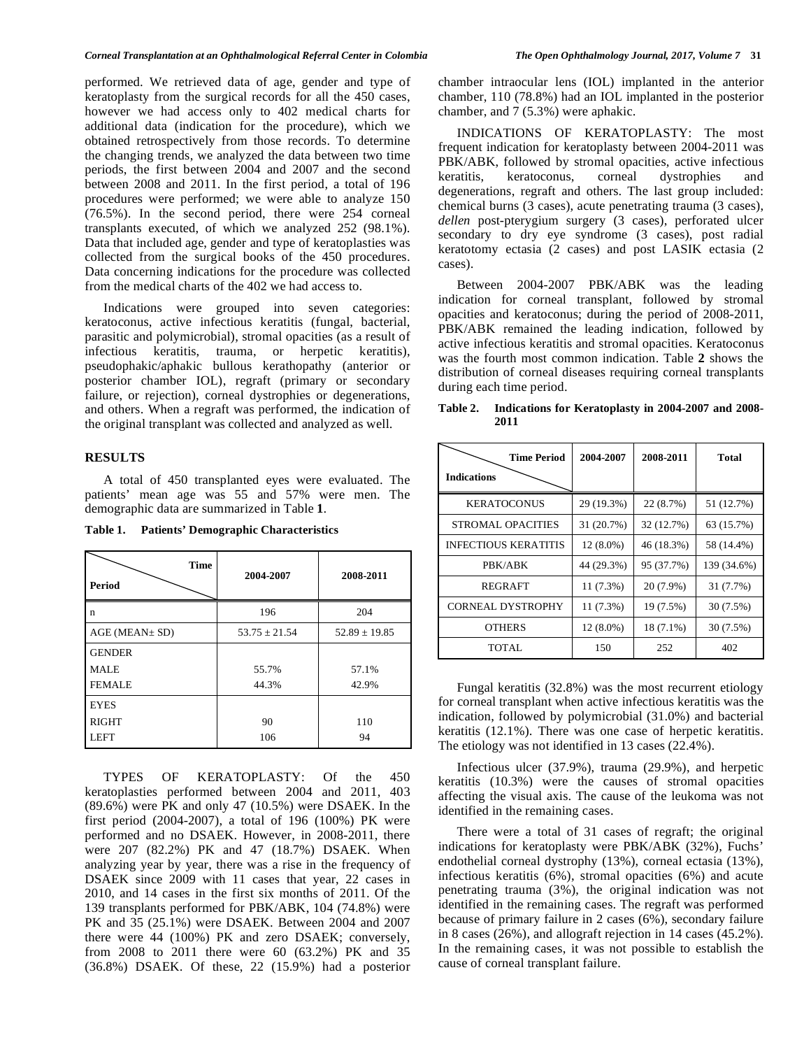performed. We retrieved data of age, gender and type of keratoplasty from the surgical records for all the 450 cases, however we had access only to 402 medical charts for additional data (indication for the procedure), which we obtained retrospectively from those records. To determine the changing trends, we analyzed the data between two time periods, the first between 2004 and 2007 and the second between 2008 and 2011. In the first period, a total of 196 procedures were performed; we were able to analyze 150 (76.5%). In the second period, there were 254 corneal transplants executed, of which we analyzed 252 (98.1%). Data that included age, gender and type of keratoplasties was collected from the surgical books of the 450 procedures. Data concerning indications for the procedure was collected from the medical charts of the 402 we had access to.

Indications were grouped into seven categories: keratoconus, active infectious keratitis (fungal, bacterial, parasitic and polymicrobial), stromal opacities (as a result of infectious keratitis, trauma, or herpetic keratitis), pseudophakic/aphakic bullous kerathopathy (anterior or posterior chamber IOL), regraft (primary or secondary failure, or rejection), corneal dystrophies or degenerations, and others. When a regraft was performed, the indication of the original transplant was collected and analyzed as well.

## RESULTS

A total of 450 transplanted eyes were evaluated. The patients' mean age was 55 and 57% were men. The demographic data are summarized in Table **1**.

**Table 1. Patients' Demographic Characteristics**

| Time / Period | 2004-2007 | 2008-2011 |
|---|---|---|
| n | 196 | 204 |
| AGE (MEAN± SD) | 53.75 ± 21.54 | 52.89 ± 19.85 |
| GENDER | | |
| MALE | 55.7% | 57.1% |
| FEMALE | 44.3% | 42.9% |
| EYES | | |
| RIGHT | 90 | 110 |
| LEFT | 106 | 94 |

TYPES OF KERATOPLASTY: Of the 450 keratoplasties performed between 2004 and 2011, 403 (89.6%) were PK and only 47 (10.5%) were DSAEK. In the first period (2004-2007), a total of 196 (100%) PK were performed and no DSAEK. However, in 2008-2011, there were 207 (82.2%) PK and 47 (18.7%) DSAEK. When analyzing year by year, there was a rise in the frequency of DSAEK since 2009 with 11 cases that year, 22 cases in 2010, and 14 cases in the first six months of 2011. Of the 139 transplants performed for PBK/ABK, 104 (74.8%) were PK and 35 (25.1%) were DSAEK. Between 2004 and 2007 there were 44 (100%) PK and zero DSAEK; conversely, from 2008 to 2011 there were 60 (63.2%) PK and 35 (36.8%) DSAEK. Of these, 22 (15.9%) had a posterior chamber intraocular lens (IOL) implanted in the anterior chamber, 110 (78.8%) had an IOL implanted in the posterior chamber, and 7 (5.3%) were aphakic.

INDICATIONS OF KERATOPLASTY: The most frequent indication for keratoplasty between 2004-2011 was PBK/ABK, followed by stromal opacities, active infectious keratitis, keratoconus, corneal dystrophies and degenerations, regraft and others. The last group included: chemical burns (3 cases), acute penetrating trauma (3 cases), *dellen* post-pterygium surgery (3 cases), perforated ulcer secondary to dry eye syndrome (3 cases), post radial keratotomy ectasia (2 cases) and post LASIK ectasia (2 cases).

Between 2004-2007 PBK/ABK was the leading indication for corneal transplant, followed by stromal opacities and keratoconus; during the period of 2008-2011, PBK/ABK remained the leading indication, followed by active infectious keratitis and stromal opacities. Keratoconus was the fourth most common indication. Table **2** shows the distribution of corneal diseases requiring corneal transplants during each time period.

**Table 2. Indications for Keratoplasty in 2004-2007 and 2008-2011**

| Time Period / Indications | 2004-2007 | 2008-2011 | Total |
|---|---|---|---|
| KERATOCONUS | 29 (19.3%) | 22 (8.7%) | 51 (12.7%) |
| STROMAL OPACITIES | 31 (20.7%) | 32 (12.7%) | 63 (15.7%) |
| INFECTIOUS KERATITIS | 12 (8.0%) | 46 (18.3%) | 58 (14.4%) |
| PBK/ABK | 44 (29.3%) | 95 (37.7%) | 139 (34.6%) |
| REGRAFT | 11 (7.3%) | 20 (7.9%) | 31 (7.7%) |
| CORNEAL DYSTROPHY | 11 (7.3%) | 19 (7.5%) | 30 (7.5%) |
| OTHERS | 12 (8.0%) | 18 (7.1%) | 30 (7.5%) |
| TOTAL | 150 | 252 | 402 |

Fungal keratitis (32.8%) was the most recurrent etiology for corneal transplant when active infectious keratitis was the indication, followed by polymicrobial (31.0%) and bacterial keratitis (12.1%). There was one case of herpetic keratitis. The etiology was not identified in 13 cases (22.4%).

Infectious ulcer (37.9%), trauma (29.9%), and herpetic keratitis (10.3%) were the causes of stromal opacities affecting the visual axis. The cause of the leukoma was not identified in the remaining cases.

There were a total of 31 cases of regraft; the original indications for keratoplasty were PBK/ABK (32%), Fuchs' endothelial corneal dystrophy (13%), corneal ectasia (13%), infectious keratitis (6%), stromal opacities (6%) and acute penetrating trauma (3%), the original indication was not identified in the remaining cases. The regraft was performed because of primary failure in 2 cases (6%), secondary failure in 8 cases (26%), and allograft rejection in 14 cases (45.2%). In the remaining cases, it was not possible to establish the cause of corneal transplant failure.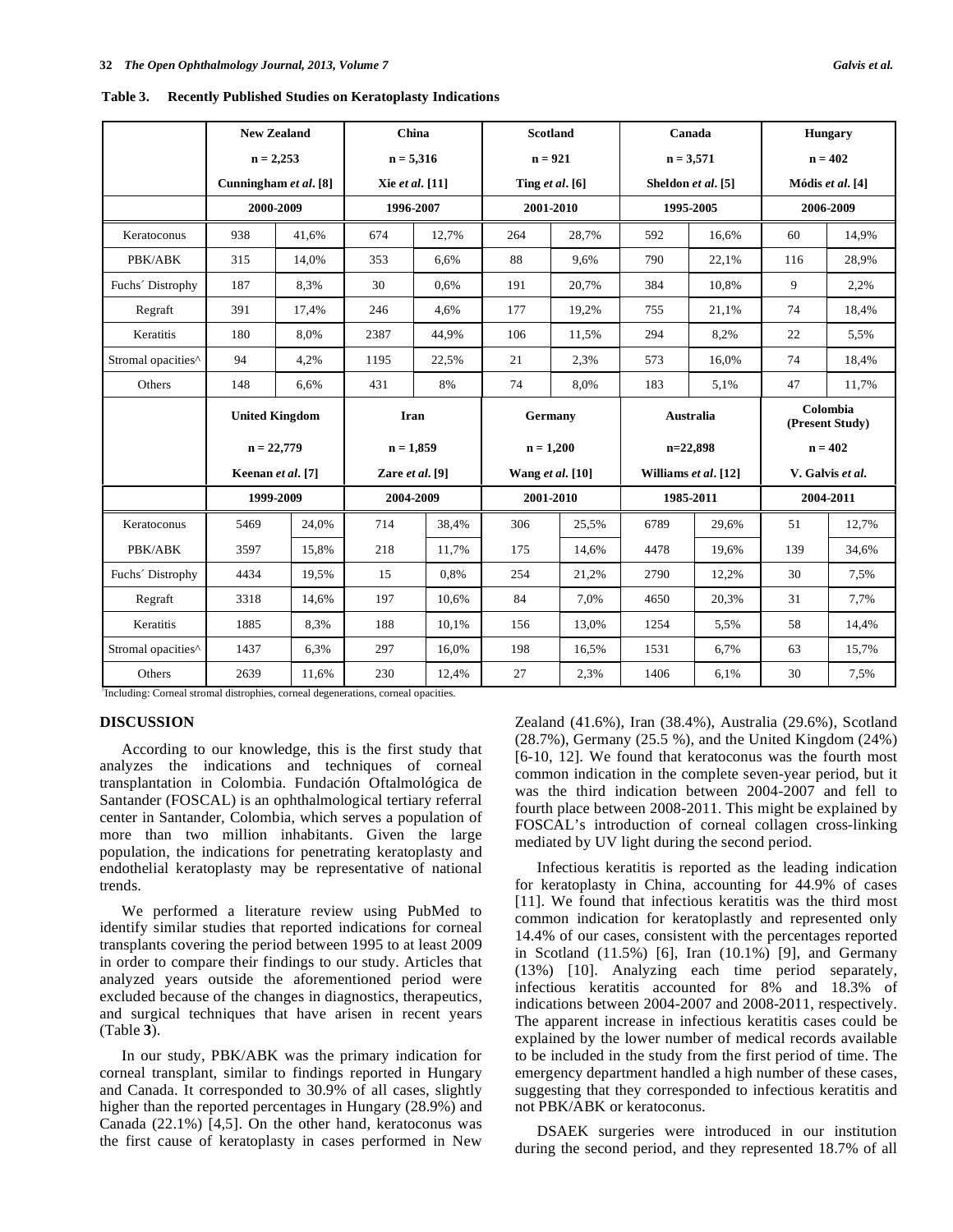**Table 3. Recently Published Studies on Keratoplasty Indications**

| | New Zealand n = 2,253 Cunningham *et al.* [8] | | China n = 5,316 Xie *et al.* [11] | | Scotland n = 921 Ting *et al.* [6] | | Canada n = 3,571 Sheldon *et al.* [5] | | Hungary n = 402 Módis *et al.* [4] | |
|---|---|---|---|---|---|---|---|---|---|---|
| | 2000-2009 | | 1996-2007 | | 2001-2010 | | 1995-2005 | | 2006-2009 | |
| Keratoconus | 938 | 41,6% | 674 | 12,7% | 264 | 28,7% | 592 | 16,6% | 60 | 14,9% |
| PBK/ABK | 315 | 14,0% | 353 | 6,6% | 88 | 9,6% | 790 | 22,1% | 116 | 28,9% |
| Fuchs´ Distrophy | 187 | 8,3% | 30 | 0,6% | 191 | 20,7% | 384 | 10,8% | 9 | 2,2% |
| Regraft | 391 | 17,4% | 246 | 4,6% | 177 | 19,2% | 755 | 21,1% | 74 | 18,4% |
| Keratitis | 180 | 8,0% | 2387 | 44,9% | 106 | 11,5% | 294 | 8,2% | 22 | 5,5% |
| Stromal opacities^ | 94 | 4,2% | 1195 | 22,5% | 21 | 2,3% | 573 | 16,0% | 74 | 18,4% |
| Others | 148 | 6,6% | 431 | 8% | 74 | 8,0% | 183 | 5,1% | 47 | 11,7% |
| | **United Kingdom n = 22,779 Keenan *et al.* [7]** | | **Iran n = 1,859 Zare *et al.* [9]** | | **Germany n = 1,200 Wang *et al.* [10]** | | **Australia n=22,898 Williams *et al.* [12]** | | **Colombia (Present Study) n = 402 V. Galvis *et al.*** | |
| | 1999-2009 | | 2004-2009 | | 2001-2010 | | 1985-2011 | | 2004-2011 | |
| Keratoconus | 5469 | 24,0% | 714 | 38,4% | 306 | 25,5% | 6789 | 29,6% | 51 | 12,7% |
| PBK/ABK | 3597 | 15,8% | 218 | 11,7% | 175 | 14,6% | 4478 | 19,6% | 139 | 34,6% |
| Fuchs´ Distrophy | 4434 | 19,5% | 15 | 0,8% | 254 | 21,2% | 2790 | 12,2% | 30 | 7,5% |
| Regraft | 3318 | 14,6% | 197 | 10,6% | 84 | 7,0% | 4650 | 20,3% | 31 | 7,7% |
| Keratitis | 1885 | 8,3% | 188 | 10,1% | 156 | 13,0% | 1254 | 5,5% | 58 | 14,4% |
| Stromal opacities^ | 1437 | 6,3% | 297 | 16,0% | 198 | 16,5% | 1531 | 6,7% | 63 | 15,7% |
| Others | 2639 | 11,6% | 230 | 12,4% | 27 | 2,3% | 1406 | 6,1% | 30 | 7,5% |

^Including: Corneal stromal distrophies, corneal degenerations, corneal opacities.

## DISCUSSION

According to our knowledge, this is the first study that analyzes the indications and techniques of corneal transplantation in Colombia. Fundación Oftalmológica de Santander (FOSCAL) is an ophthalmological tertiary referral center in Santander, Colombia, which serves a population of more than two million inhabitants. Given the large population, the indications for penetrating keratoplasty and endothelial keratoplasty may be representative of national trends.

We performed a literature review using PubMed to identify similar studies that reported indications for corneal transplants covering the period between 1995 to at least 2009 in order to compare their findings to our study. Articles that analyzed years outside the aforementioned period were excluded because of the changes in diagnostics, therapeutics, and surgical techniques that have arisen in recent years (Table **3**).

In our study, PBK/ABK was the primary indication for corneal transplant, similar to findings reported in Hungary and Canada. It corresponded to 30.9% of all cases, slightly higher than the reported percentages in Hungary (28.9%) and Canada (22.1%) [4,5]. On the other hand, keratoconus was the first cause of keratoplasty in cases performed in New Zealand (41.6%), Iran (38.4%), Australia (29.6%), Scotland (28.7%), Germany (25.5 %), and the United Kingdom (24%) [6-10, 12]. We found that keratoconus was the fourth most common indication in the complete seven-year period, but it was the third indication between 2004-2007 and fell to fourth place between 2008-2011. This might be explained by FOSCAL's introduction of corneal collagen cross-linking mediated by UV light during the second period.

Infectious keratitis is reported as the leading indication for keratoplasty in China, accounting for 44.9% of cases [11]. We found that infectious keratitis was the third most common indication for keratoplastly and represented only 14.4% of our cases, consistent with the percentages reported in Scotland (11.5%) [6], Iran (10.1%) [9], and Germany (13%) [10]. Analyzing each time period separately, infectious keratitis accounted for 8% and 18.3% of indications between 2004-2007 and 2008-2011, respectively. The apparent increase in infectious keratitis cases could be explained by the lower number of medical records available to be included in the study from the first period of time. The emergency department handled a high number of these cases, suggesting that they corresponded to infectious keratitis and not PBK/ABK or keratoconus.

DSAEK surgeries were introduced in our institution during the second period, and they represented 18.7% of all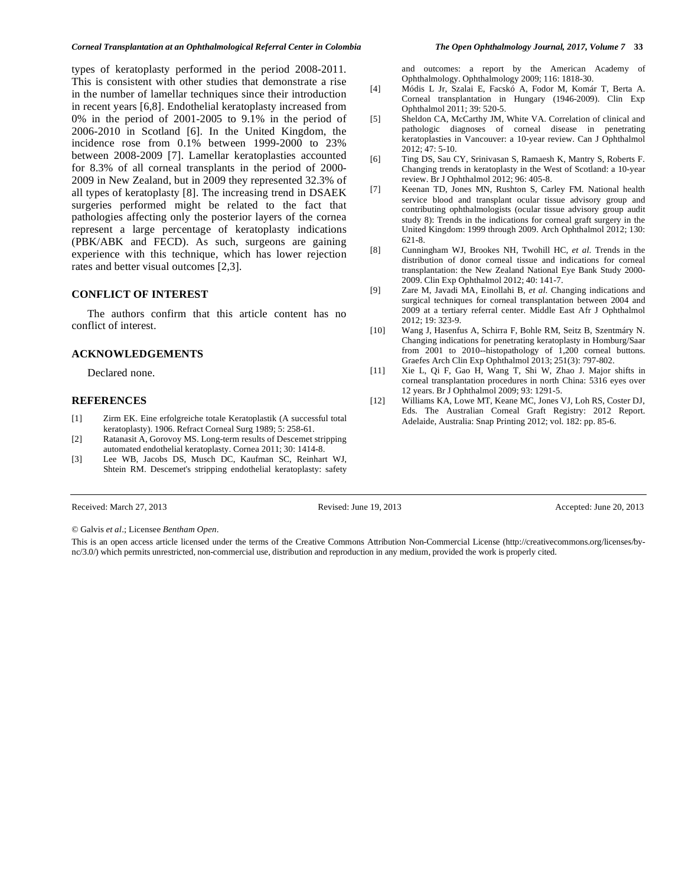types of keratoplasty performed in the period 2008-2011. This is consistent with other studies that demonstrate a rise in the number of lamellar techniques since their introduction in recent years [6,8]. Endothelial keratoplasty increased from 0% in the period of 2001-2005 to 9.1% in the period of 2006-2010 in Scotland [6]. In the United Kingdom, the incidence rose from 0.1% between 1999-2000 to 23% between 2008-2009 [7]. Lamellar keratoplasties accounted for 8.3% of all corneal transplants in the period of 2000-2009 in New Zealand, but in 2009 they represented 32.3% of all types of keratoplasty [8]. The increasing trend in DSAEK surgeries performed might be related to the fact that pathologies affecting only the posterior layers of the cornea represent a large percentage of keratoplasty indications (PBK/ABK and FECD). As such, surgeons are gaining experience with this technique, which has lower rejection rates and better visual outcomes [2,3].

## CONFLICT OF INTEREST

The authors confirm that this article content has no conflict of interest.

## ACKNOWLEDGEMENTS

Declared none.

## REFERENCES

[1] Zirm EK. Eine erfolgreiche totale Keratoplastik (A successful total keratoplasty). 1906. Refract Corneal Surg 1989; 5: 258-61.

[2] Ratanasit A, Gorovoy MS. Long-term results of Descemet stripping automated endothelial keratoplasty. Cornea 2011; 30: 1414-8.

[3] Lee WB, Jacobs DS, Musch DC, Kaufman SC, Reinhart WJ, Shtein RM. Descemet's stripping endothelial keratoplasty: safety and outcomes: a report by the American Academy of Ophthalmology. Ophthalmology 2009; 116: 1818-30.

[4] Módis L Jr, Szalai E, Facskó A, Fodor M, Komár T, Berta A. Corneal transplantation in Hungary (1946-2009). Clin Exp Ophthalmol 2011; 39: 520-5.

[5] Sheldon CA, McCarthy JM, White VA. Correlation of clinical and pathologic diagnoses of corneal disease in penetrating keratoplasties in Vancouver: a 10-year review. Can J Ophthalmol 2012; 47: 5-10.

[6] Ting DS, Sau CY, Srinivasan S, Ramaesh K, Mantry S, Roberts F. Changing trends in keratoplasty in the West of Scotland: a 10-year review. Br J Ophthalmol 2012; 96: 405-8.

[7] Keenan TD, Jones MN, Rushton S, Carley FM. National health service blood and transplant ocular tissue advisory group and contributing ophthalmologists (ocular tissue advisory group audit study 8): Trends in the indications for corneal graft surgery in the United Kingdom: 1999 through 2009. Arch Ophthalmol 2012; 130: 621-8.

[8] Cunningham WJ, Brookes NH, Twohill HC, *et al.* Trends in the distribution of donor corneal tissue and indications for corneal transplantation: the New Zealand National Eye Bank Study 2000-2009. Clin Exp Ophthalmol 2012; 40: 141-7.

[9] Zare M, Javadi MA, Einollahi B, *et al.* Changing indications and surgical techniques for corneal transplantation between 2004 and 2009 at a tertiary referral center. Middle East Afr J Ophthalmol 2012; 19: 323-9.

[10] Wang J, Hasenfus A, Schirra F, Bohle RM, Seitz B, Szentmáry N. Changing indications for penetrating keratoplasty in Homburg/Saar from 2001 to 2010--histopathology of 1,200 corneal buttons. Graefes Arch Clin Exp Ophthalmol 2013; 251(3): 797-802.

[11] Xie L, Qi F, Gao H, Wang T, Shi W, Zhao J. Major shifts in corneal transplantation procedures in north China: 5316 eyes over 12 years. Br J Ophthalmol 2009; 93: 1291-5.

[12] Williams KA, Lowe MT, Keane MC, Jones VJ, Loh RS, Coster DJ, Eds. The Australian Corneal Graft Registry: 2012 Report. Adelaide, Australia: Snap Printing 2012; vol. 182: pp. 85-6.

Received: March 27, 2013 Revised: June 19, 2013 Accepted: June 20, 2013

© Galvis *et al*.; Licensee *Bentham Open*.

This is an open access article licensed under the terms of the Creative Commons Attribution Non-Commercial License (http://creativecommons.org/licenses/by-nc/3.0/) which permits unrestricted, non-commercial use, distribution and reproduction in any medium, provided the work is properly cited.